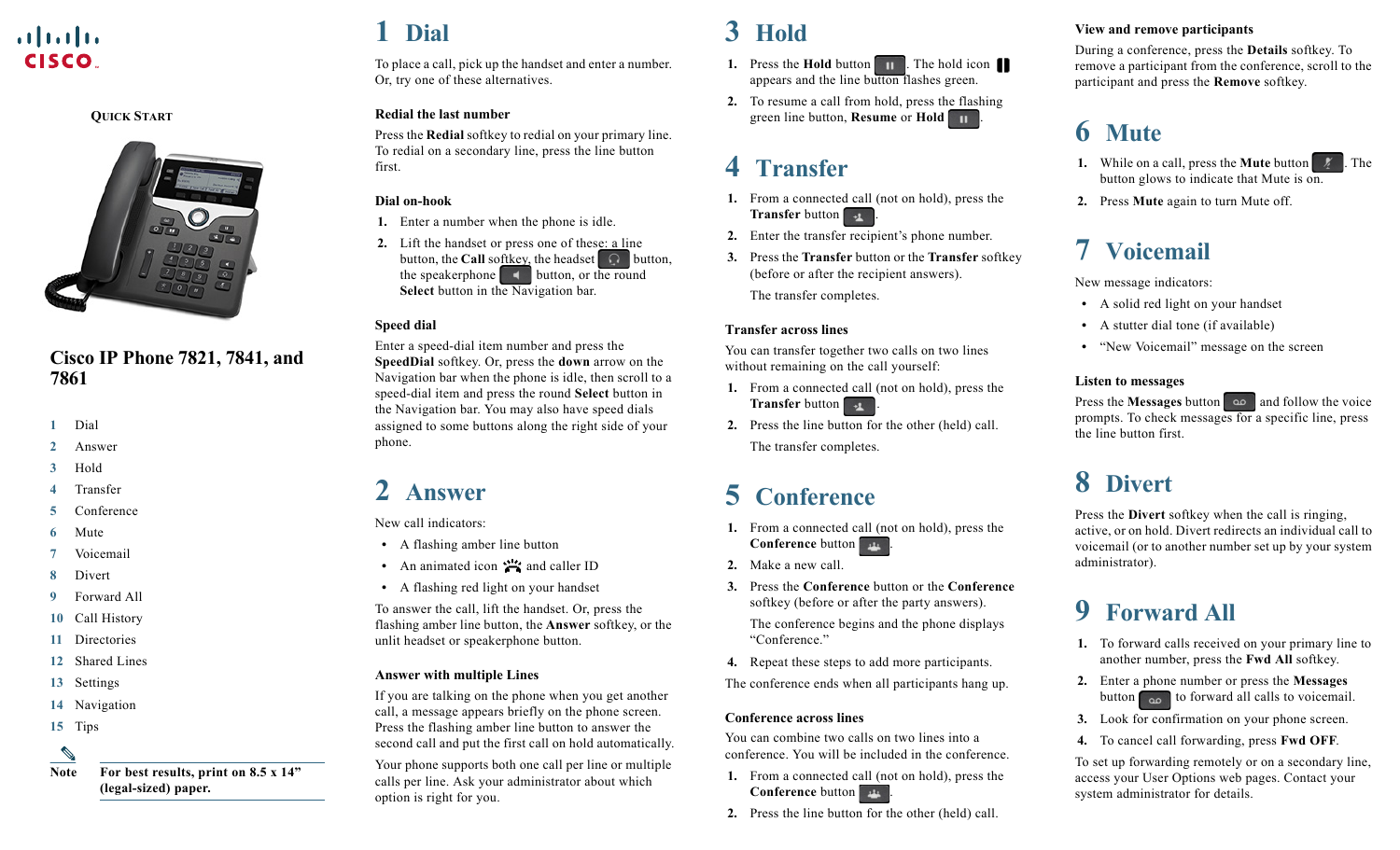CISCO

QUICK START

# Cisco IP Phone 7821, 7841, and 7861

1. Dial
2. Answer
3. Hold
4. Transfer
5. Conference
6. Mute
7. Voicemail
8. Divert
9. Forward All
10. Call History
11. Directories
12. Shared Lines
13. Settings
14. Navigation
15. Tips

**Note** **For best results, print on 8.5 x 14" (legal-sized) paper.**

## 1 Dial

To place a call, pick up the handset and enter a number. Or, try one of these alternatives.

### Redial the last number

Press the **Redial** softkey to redial on your primary line. To redial on a secondary line, press the line button first.

### Dial on-hook

1. Enter a number when the phone is idle.
2. Lift the handset or press one of these: a line button, the **Call** softkey, the headset button, the speakerphone button, or the round **Select** button in the Navigation bar.

### Speed dial

Enter a speed-dial item number and press the **SpeedDial** softkey. Or, press the **down** arrow on the Navigation bar when the phone is idle, then scroll to a speed-dial item and press the round **Select** button in the Navigation bar. You may also have speed dials assigned to some buttons along the right side of your phone.

## 2 Answer

New call indicators:

- A flashing amber line button
- An animated icon and caller ID
- A flashing red light on your handset

To answer the call, lift the handset. Or, press the flashing amber line button, the **Answer** softkey, or the unlit headset or speakerphone button.

### Answer with multiple Lines

If you are talking on the phone when you get another call, a message appears briefly on the phone screen. Press the flashing amber line button to answer the second call and put the first call on hold automatically.

Your phone supports both one call per line or multiple calls per line. Ask your administrator about which option is right for you.

## 3 Hold

1. Press the **Hold** button. The hold icon appears and the line button flashes green.
2. To resume a call from hold, press the flashing green line button, **Resume** or **Hold**.

## 4 Transfer

1. From a connected call (not on hold), press the **Transfer** button.
2. Enter the transfer recipient's phone number.
3. Press the **Transfer** button or the **Transfer** softkey (before or after the recipient answers).

   The transfer completes.

### Transfer across lines

You can transfer together two calls on two lines without remaining on the call yourself:

1. From a connected call (not on hold), press the **Transfer** button.
2. Press the line button for the other (held) call.

   The transfer completes.

## 5 Conference

1. From a connected call (not on hold), press the **Conference** button.
2. Make a new call.
3. Press the **Conference** button or the **Conference** softkey (before or after the party answers).

   The conference begins and the phone displays "Conference."
4. Repeat these steps to add more participants.

The conference ends when all participants hang up.

### Conference across lines

You can combine two calls on two lines into a conference. You will be included in the conference.

1. From a connected call (not on hold), press the **Conference** button.
2. Press the line button for the other (held) call.

### View and remove participants

During a conference, press the **Details** softkey. To remove a participant from the conference, scroll to the participant and press the **Remove** softkey.

## 6 Mute

1. While on a call, press the **Mute** button. The button glows to indicate that Mute is on.
2. Press **Mute** again to turn Mute off.

## 7 Voicemail

New message indicators:

- A solid red light on your handset
- A stutter dial tone (if available)
- "New Voicemail" message on the screen

### Listen to messages

Press the **Messages** button and follow the voice prompts. To check messages for a specific line, press the line button first.

## 8 Divert

Press the **Divert** softkey when the call is ringing, active, or on hold. Divert redirects an individual call to voicemail (or to another number set up by your system administrator).

## 9 Forward All

1. To forward calls received on your primary line to another number, press the **Fwd All** softkey.
2. Enter a phone number or press the **Messages** button to forward all calls to voicemail.
3. Look for confirmation on your phone screen.
4. To cancel call forwarding, press **Fwd OFF**.

To set up forwarding remotely or on a secondary line, access your User Options web pages. Contact your system administrator for details.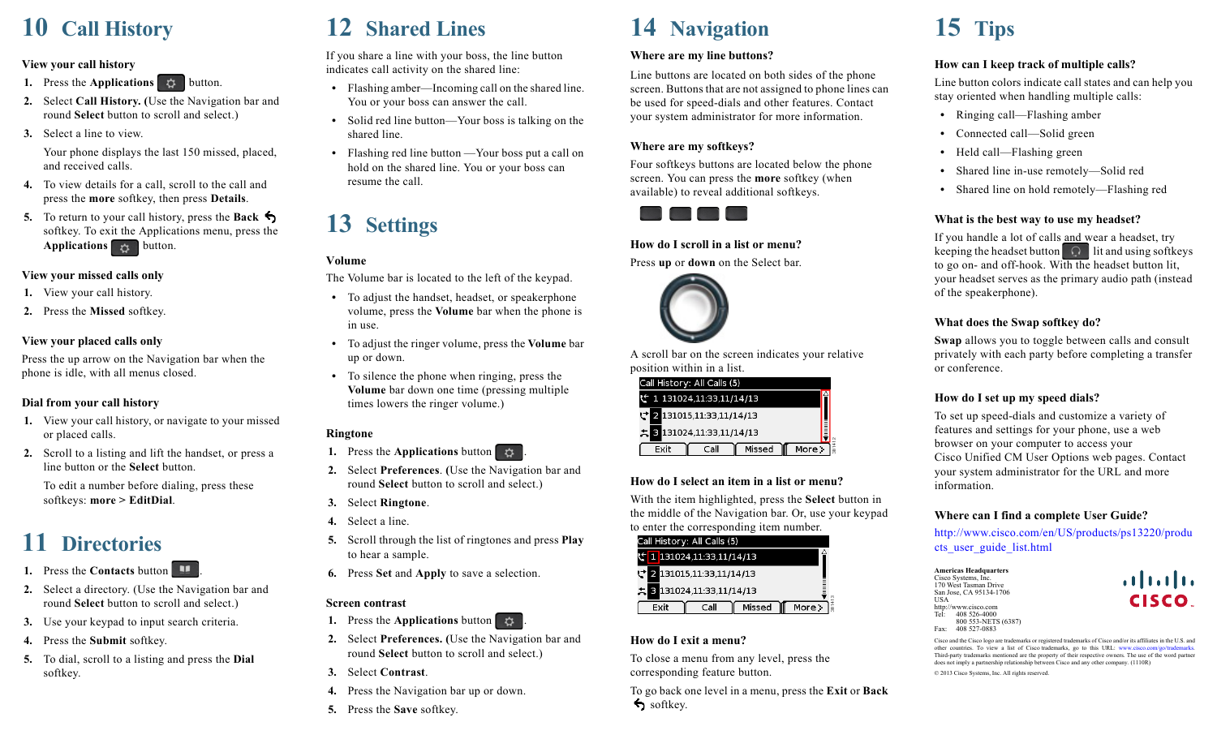## 10 Call History

### View your call history

1. Press the **Applications** button.
2. Select **Call History. (**Use the Navigation bar and round **Select** button to scroll and select.)
3. Select a line to view.

   Your phone displays the last 150 missed, placed, and received calls.
4. To view details for a call, scroll to the call and press the **more** softkey, then press **Details**.
5. To return to your call history, press the **Back** softkey. To exit the Applications menu, press the **Applications** button.

### View your missed calls only

1. View your call history.
2. Press the **Missed** softkey.

### View your placed calls only

Press the up arrow on the Navigation bar when the phone is idle, with all menus closed.

### Dial from your call history

1. View your call history, or navigate to your missed or placed calls.
2. Scroll to a listing and lift the handset, or press a line button or the **Select** button.

   To edit a number before dialing, press these softkeys: **more > EditDial**.

## 11 Directories

1. Press the **Contacts** button.
2. Select a directory. (Use the Navigation bar and round **Select** button to scroll and select.)
3. Use your keypad to input search criteria.
4. Press the **Submit** softkey.
5. To dial, scroll to a listing and press the **Dial** softkey.

## 12 Shared Lines

If you share a line with your boss, the line button indicates call activity on the shared line:

- Flashing amber—Incoming call on the shared line. You or your boss can answer the call.
- Solid red line button—Your boss is talking on the shared line.
- Flashing red line button —Your boss put a call on hold on the shared line. You or your boss can resume the call.

## 13 Settings

### Volume

The Volume bar is located to the left of the keypad.

- To adjust the handset, headset, or speakerphone volume, press the **Volume** bar when the phone is in use.
- To adjust the ringer volume, press the **Volume** bar up or down.
- To silence the phone when ringing, press the **Volume** bar down one time (pressing multiple times lowers the ringer volume.)

### Ringtone

1. Press the **Applications** button.
2. Select **Preferences**. **(**Use the Navigation bar and round **Select** button to scroll and select.)
3. Select **Ringtone**.
4. Select a line.
5. Scroll through the list of ringtones and press **Play** to hear a sample.
6. Press **Set** and **Apply** to save a selection.

### Screen contrast

1. Press the **Applications** button.
2. Select **Preferences. (**Use the Navigation bar and round **Select** button to scroll and select.)
3. Select **Contrast**.
4. Press the Navigation bar up or down.
5. Press the **Save** softkey.

## 14 Navigation

### Where are my line buttons?

Line buttons are located on both sides of the phone screen. Buttons that are not assigned to phone lines can be used for speed-dials and other features. Contact your system administrator for more information.

### Where are my softkeys?

Four softkeys buttons are located below the phone screen. You can press the **more** softkey (when available) to reveal additional softkeys.

### How do I scroll in a list or menu?

Press **up** or **down** on the Select bar.

A scroll bar on the screen indicates your relative position within in a list.

Call History: All Calls (5)
1 131024,11:33,11/14/13
2 131015,11:33,11/14/13
3 131024,11:33,11/14/13
Exit Call Missed More

### How do I select an item in a list or menu?

With the item highlighted, press the **Select** button in the middle of the Navigation bar. Or, use your keypad to enter the corresponding item number.

Call History: All Calls (5)
1 131024,11:33,11/14/13
2 131015,11:33,11/14/13
3 131024,11:33,11/14/13
Exit Call Missed More

### How do I exit a menu?

To close a menu from any level, press the corresponding feature button.

To go back one level in a menu, press the **Exit** or **Back** softkey.

## 15 Tips

### How can I keep track of multiple calls?

Line button colors indicate call states and can help you stay oriented when handling multiple calls:

- Ringing call—Flashing amber
- Connected call—Solid green
- Held call—Flashing green
- Shared line in-use remotely—Solid red
- Shared line on hold remotely—Flashing red

### What is the best way to use my headset?

If you handle a lot of calls and wear a headset, try keeping the headset button lit and using softkeys to go on- and off-hook. With the headset button lit, your headset serves as the primary audio path (instead of the speakerphone).

### What does the Swap softkey do?

**Swap** allows you to toggle between calls and consult privately with each party before completing a transfer or conference.

### How do I set up my speed dials?

To set up speed-dials and customize a variety of features and settings for your phone, use a web browser on your computer to access your Cisco Unified CM User Options web pages. Contact your system administrator for the URL and more information.

### Where can I find a complete User Guide?

http://www.cisco.com/en/US/products/ps13220/products_user_guide_list.html

**Americas Headquarters**
Cisco Systems, Inc.
170 West Tasman Drive
San Jose, CA 95134-1706
USA
http://www.cisco.com
Tel: 408 526-4000
800 553-NETS (6387)
Fax: 408 527-0883

Cisco and the Cisco logo are trademarks or registered trademarks of Cisco and/or its affiliates in the U.S. and other countries. To view a list of Cisco trademarks, go to this URL: www.cisco.com/go/trademarks. Third-party trademarks mentioned are the property of their respective owners. The use of the word partner does not imply a partnership relationship between Cisco and any other company. (1110R)

© 2013 Cisco Systems, Inc. All rights reserved.